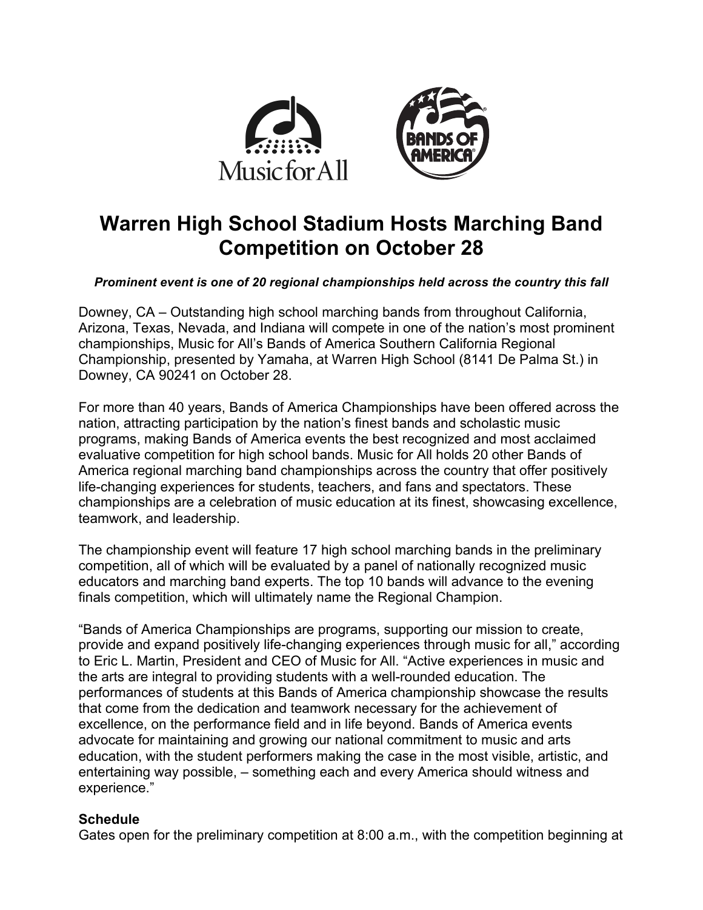# Warren High School Stadium Hosts Marching Band Competition on October 28

***Prominent event is one of 20 regional championships held across the country this fall***

Downey, CA – Outstanding high school marching bands from throughout California, Arizona, Texas, Nevada, and Indiana will compete in one of the nation's most prominent championships, Music for All's Bands of America Southern California Regional Championship, presented by Yamaha, at Warren High School (8141 De Palma St.) in Downey, CA 90241 on October 28.

For more than 40 years, Bands of America Championships have been offered across the nation, attracting participation by the nation's finest bands and scholastic music programs, making Bands of America events the best recognized and most acclaimed evaluative competition for high school bands. Music for All holds 20 other Bands of America regional marching band championships across the country that offer positively life-changing experiences for students, teachers, and fans and spectators. These championships are a celebration of music education at its finest, showcasing excellence, teamwork, and leadership.

The championship event will feature 17 high school marching bands in the preliminary competition, all of which will be evaluated by a panel of nationally recognized music educators and marching band experts. The top 10 bands will advance to the evening finals competition, which will ultimately name the Regional Champion.

"Bands of America Championships are programs, supporting our mission to create, provide and expand positively life-changing experiences through music for all," according to Eric L. Martin, President and CEO of Music for All. "Active experiences in music and the arts are integral to providing students with a well-rounded education. The performances of students at this Bands of America championship showcase the results that come from the dedication and teamwork necessary for the achievement of excellence, on the performance field and in life beyond. Bands of America events advocate for maintaining and growing our national commitment to music and arts education, with the student performers making the case in the most visible, artistic, and entertaining way possible, – something each and every America should witness and experience."

**Schedule**

Gates open for the preliminary competition at 8:00 a.m., with the competition beginning at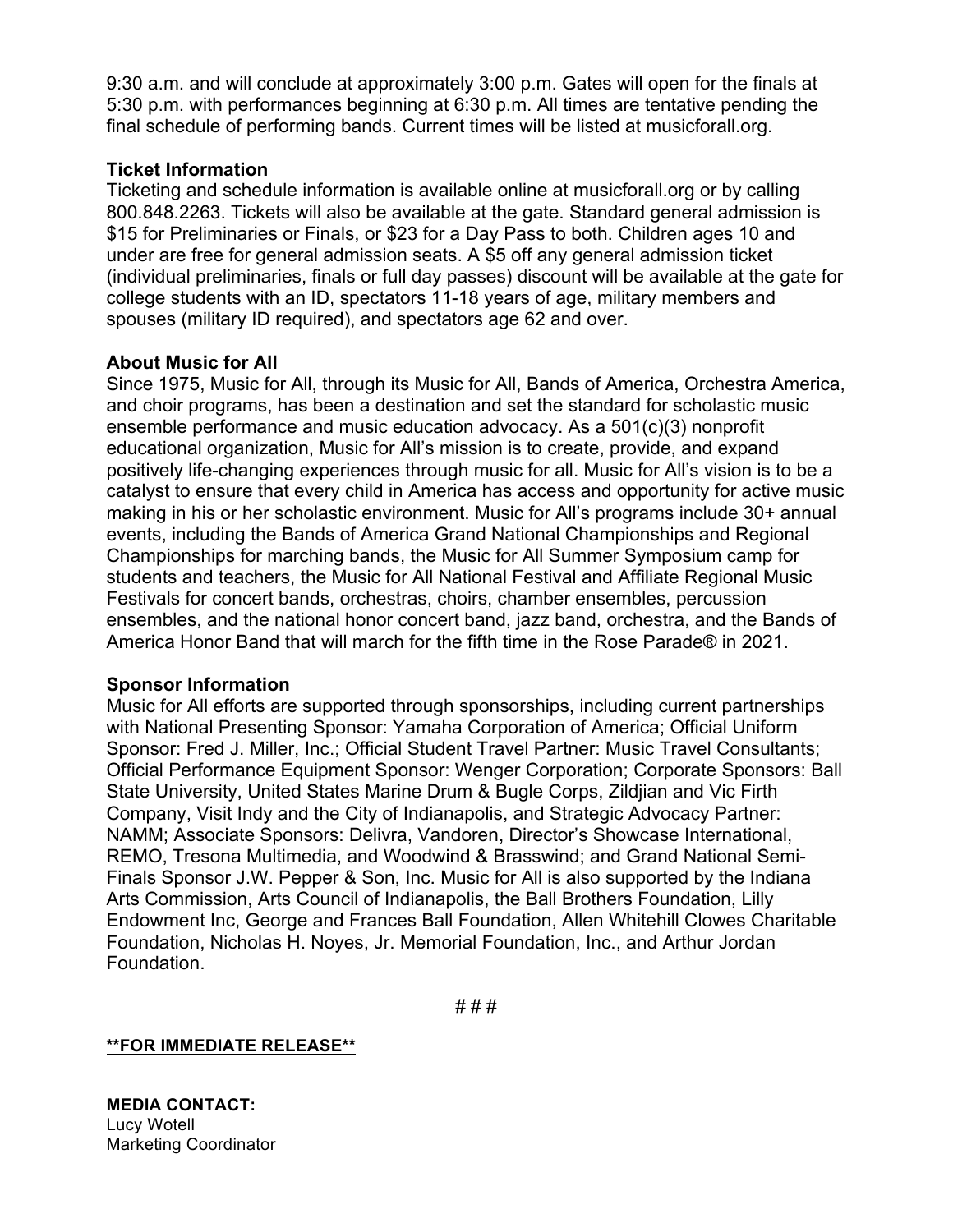9:30 a.m. and will conclude at approximately 3:00 p.m. Gates will open for the finals at 5:30 p.m. with performances beginning at 6:30 p.m. All times are tentative pending the final schedule of performing bands. Current times will be listed at musicforall.org.

**Ticket Information**

Ticketing and schedule information is available online at musicforall.org or by calling 800.848.2263. Tickets will also be available at the gate. Standard general admission is $15 for Preliminaries or Finals, or $23 for a Day Pass to both. Children ages 10 and under are free for general admission seats. A $5 off any general admission ticket (individual preliminaries, finals or full day passes) discount will be available at the gate for college students with an ID, spectators 11-18 years of age, military members and spouses (military ID required), and spectators age 62 and over.

**About Music for All**

Since 1975, Music for All, through its Music for All, Bands of America, Orchestra America, and choir programs, has been a destination and set the standard for scholastic music ensemble performance and music education advocacy. As a 501(c)(3) nonprofit educational organization, Music for All's mission is to create, provide, and expand positively life-changing experiences through music for all. Music for All's vision is to be a catalyst to ensure that every child in America has access and opportunity for active music making in his or her scholastic environment. Music for All's programs include 30+ annual events, including the Bands of America Grand National Championships and Regional Championships for marching bands, the Music for All Summer Symposium camp for students and teachers, the Music for All National Festival and Affiliate Regional Music Festivals for concert bands, orchestras, choirs, chamber ensembles, percussion ensembles, and the national honor concert band, jazz band, orchestra, and the Bands of America Honor Band that will march for the fifth time in the Rose Parade® in 2021.

**Sponsor Information**

Music for All efforts are supported through sponsorships, including current partnerships with National Presenting Sponsor: Yamaha Corporation of America; Official Uniform Sponsor: Fred J. Miller, Inc.; Official Student Travel Partner: Music Travel Consultants; Official Performance Equipment Sponsor: Wenger Corporation; Corporate Sponsors: Ball State University, United States Marine Drum & Bugle Corps, Zildjian and Vic Firth Company, Visit Indy and the City of Indianapolis, and Strategic Advocacy Partner: NAMM; Associate Sponsors: Delivra, Vandoren, Director's Showcase International, REMO, Tresona Multimedia, and Woodwind & Brasswind; and Grand National Semi-Finals Sponsor J.W. Pepper & Son, Inc. Music for All is also supported by the Indiana Arts Commission, Arts Council of Indianapolis, the Ball Brothers Foundation, Lilly Endowment Inc, George and Frances Ball Foundation, Allen Whitehill Clowes Charitable Foundation, Nicholas H. Noyes, Jr. Memorial Foundation, Inc., and Arthur Jordan Foundation.

# # #

**<u>**FOR IMMEDIATE RELEASE**</u>**

**MEDIA CONTACT:**
Lucy Wotell
Marketing Coordinator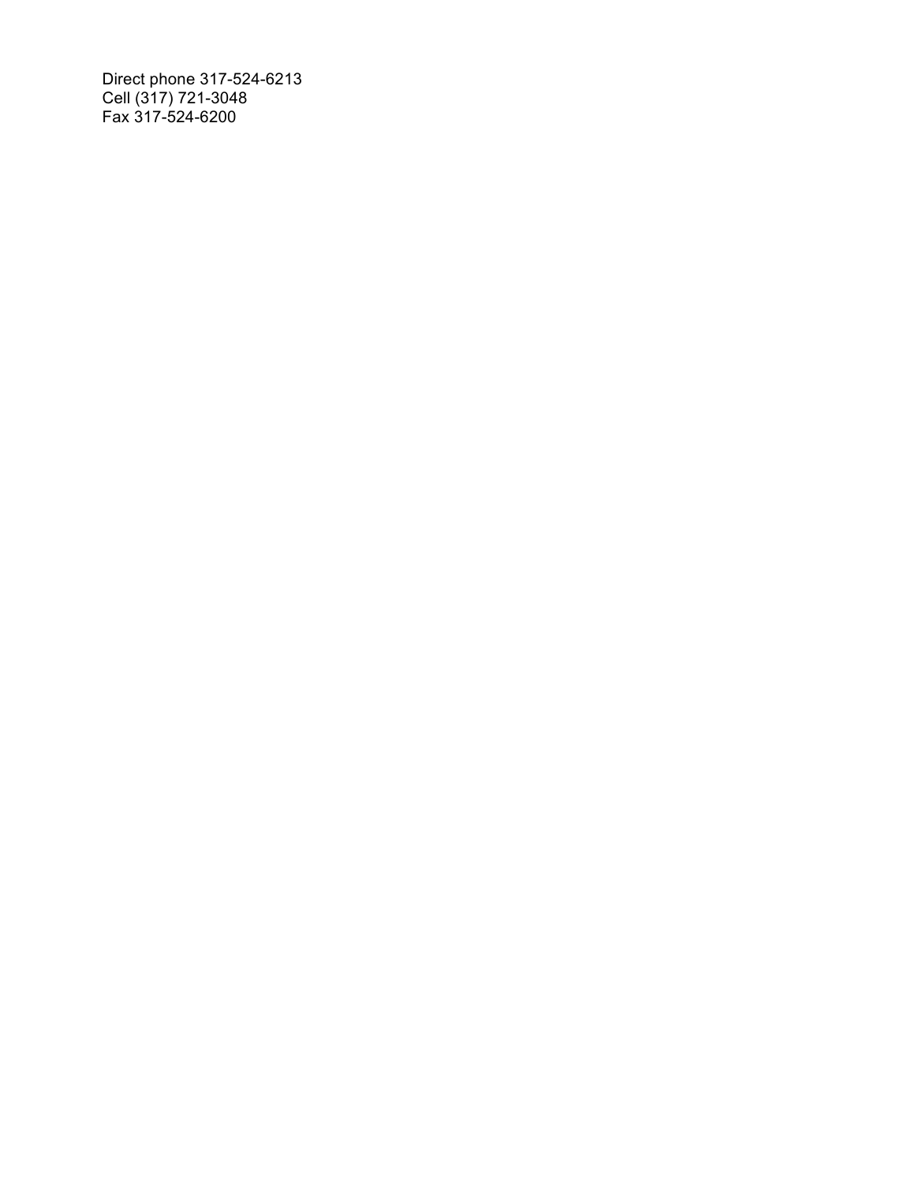Direct phone 317-524-6213
Cell (317) 721-3048
Fax 317-524-6200